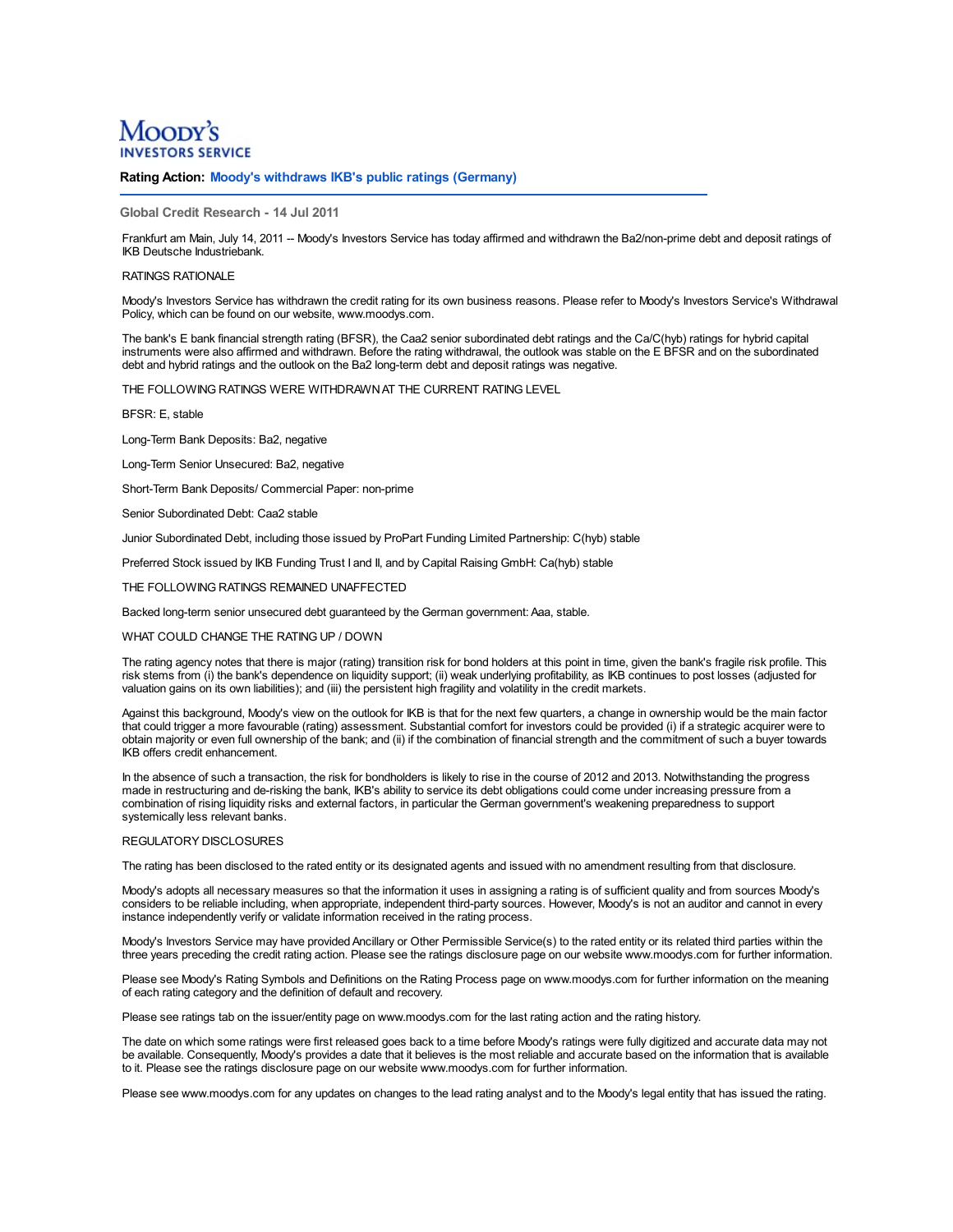Moody's Investors Service

**Rating Action: Moody's withdraws IKB's public ratings (Germany)**

**Global Credit Research - 14 Jul 2011**

Frankfurt am Main, July 14, 2011 -- Moody's Investors Service has today affirmed and withdrawn the Ba2/non-prime debt and deposit ratings of IKB Deutsche Industriebank.

RATINGS RATIONALE

Moody's Investors Service has withdrawn the credit rating for its own business reasons. Please refer to Moody's Investors Service's Withdrawal Policy, which can be found on our website, www.moodys.com.

The bank's E bank financial strength rating (BFSR), the Caa2 senior subordinated debt ratings and the Ca/C(hyb) ratings for hybrid capital instruments were also affirmed and withdrawn. Before the rating withdrawal, the outlook was stable on the E BFSR and on the subordinated debt and hybrid ratings and the outlook on the Ba2 long-term debt and deposit ratings was negative.

THE FOLLOWING RATINGS WERE WITHDRAWN AT THE CURRENT RATING LEVEL

BFSR: E, stable

Long-Term Bank Deposits: Ba2, negative

Long-Term Senior Unsecured: Ba2, negative

Short-Term Bank Deposits/ Commercial Paper: non-prime

Senior Subordinated Debt: Caa2 stable

Junior Subordinated Debt, including those issued by ProPart Funding Limited Partnership: C(hyb) stable

Preferred Stock issued by IKB Funding Trust I and II, and by Capital Raising GmbH: Ca(hyb) stable

THE FOLLOWING RATINGS REMAINED UNAFFECTED

Backed long-term senior unsecured debt guaranteed by the German government: Aaa, stable.

WHAT COULD CHANGE THE RATING UP / DOWN

The rating agency notes that there is major (rating) transition risk for bond holders at this point in time, given the bank's fragile risk profile. This risk stems from (i) the bank's dependence on liquidity support; (ii) weak underlying profitability, as IKB continues to post losses (adjusted for valuation gains on its own liabilities); and (iii) the persistent high fragility and volatility in the credit markets.

Against this background, Moody's view on the outlook for IKB is that for the next few quarters, a change in ownership would be the main factor that could trigger a more favourable (rating) assessment. Substantial comfort for investors could be provided (i) if a strategic acquirer were to obtain majority or even full ownership of the bank; and (ii) if the combination of financial strength and the commitment of such a buyer towards IKB offers credit enhancement.

In the absence of such a transaction, the risk for bondholders is likely to rise in the course of 2012 and 2013. Notwithstanding the progress made in restructuring and de-risking the bank, IKB's ability to service its debt obligations could come under increasing pressure from a combination of rising liquidity risks and external factors, in particular the German government's weakening preparedness to support systemically less relevant banks.

REGULATORY DISCLOSURES

The rating has been disclosed to the rated entity or its designated agents and issued with no amendment resulting from that disclosure.

Moody's adopts all necessary measures so that the information it uses in assigning a rating is of sufficient quality and from sources Moody's considers to be reliable including, when appropriate, independent third-party sources. However, Moody's is not an auditor and cannot in every instance independently verify or validate information received in the rating process.

Moody's Investors Service may have provided Ancillary or Other Permissible Service(s) to the rated entity or its related third parties within the three years preceding the credit rating action. Please see the ratings disclosure page on our website www.moodys.com for further information.

Please see Moody's Rating Symbols and Definitions on the Rating Process page on www.moodys.com for further information on the meaning of each rating category and the definition of default and recovery.

Please see ratings tab on the issuer/entity page on www.moodys.com for the last rating action and the rating history.

The date on which some ratings were first released goes back to a time before Moody's ratings were fully digitized and accurate data may not be available. Consequently, Moody's provides a date that it believes is the most reliable and accurate based on the information that is available to it. Please see the ratings disclosure page on our website www.moodys.com for further information.

Please see www.moodys.com for any updates on changes to the lead rating analyst and to the Moody's legal entity that has issued the rating.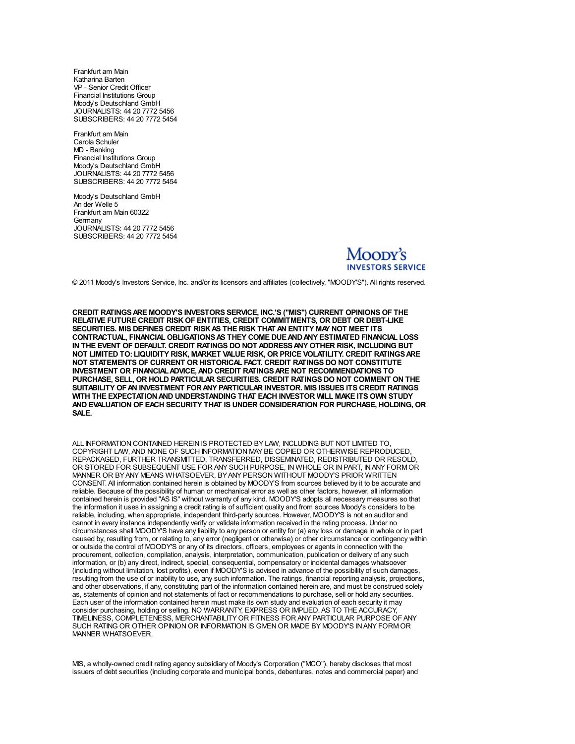Frankfurt am Main
Katharina Barten
VP - Senior Credit Officer
Financial Institutions Group
Moody's Deutschland GmbH
JOURNALISTS: 44 20 7772 5456
SUBSCRIBERS: 44 20 7772 5454

Frankfurt am Main
Carola Schuler
MD - Banking
Financial Institutions Group
Moody's Deutschland GmbH
JOURNALISTS: 44 20 7772 5456
SUBSCRIBERS: 44 20 7772 5454

Moody's Deutschland GmbH
An der Welle 5
Frankfurt am Main 60322
Germany
JOURNALISTS: 44 20 7772 5456
SUBSCRIBERS: 44 20 7772 5454

Moody's
INVESTORS SERVICE

© 2011 Moody's Investors Service, Inc. and/or its licensors and affiliates (collectively, "MOODY'S"). All rights reserved.

**CREDIT RATINGS ARE MOODY'S INVESTORS SERVICE, INC.'S ("MIS") CURRENT OPINIONS OF THE RELATIVE FUTURE CREDIT RISK OF ENTITIES, CREDIT COMMITMENTS, OR DEBT OR DEBT-LIKE SECURITIES. MIS DEFINES CREDIT RISK AS THE RISK THAT AN ENTITY MAY NOT MEET ITS CONTRACTUAL, FINANCIAL OBLIGATIONS AS THEY COME DUE AND ANY ESTIMATED FINANCIAL LOSS IN THE EVENT OF DEFAULT. CREDIT RATINGS DO NOT ADDRESS ANY OTHER RISK, INCLUDING BUT NOT LIMITED TO: LIQUIDITY RISK, MARKET VALUE RISK, OR PRICE VOLATILITY. CREDIT RATINGS ARE NOT STATEMENTS OF CURRENT OR HISTORICAL FACT. CREDIT RATINGS DO NOT CONSTITUTE INVESTMENT OR FINANCIAL ADVICE, AND CREDIT RATINGS ARE NOT RECOMMENDATIONS TO PURCHASE, SELL, OR HOLD PARTICULAR SECURITIES. CREDIT RATINGS DO NOT COMMENT ON THE SUITABILITY OF AN INVESTMENT FOR ANY PARTICULAR INVESTOR. MIS ISSUES ITS CREDIT RATINGS WITH THE EXPECTATION AND UNDERSTANDING THAT EACH INVESTOR WILL MAKE ITS OWN STUDY AND EVALUATION OF EACH SECURITY THAT IS UNDER CONSIDERATION FOR PURCHASE, HOLDING, OR SALE.**

ALL INFORMATION CONTAINED HEREIN IS PROTECTED BY LAW, INCLUDING BUT NOT LIMITED TO, COPYRIGHT LAW, AND NONE OF SUCH INFORMATION MAY BE COPIED OR OTHERWISE REPRODUCED, REPACKAGED, FURTHER TRANSMITTED, TRANSFERRED, DISSEMINATED, REDISTRIBUTED OR RESOLD, OR STORED FOR SUBSEQUENT USE FOR ANY SUCH PURPOSE, IN WHOLE OR IN PART, IN ANY FORM OR MANNER OR BY ANY MEANS WHATSOEVER, BY ANY PERSON WITHOUT MOODY'S PRIOR WRITTEN CONSENT. All information contained herein is obtained by MOODY'S from sources believed by it to be accurate and reliable. Because of the possibility of human or mechanical error as well as other factors, however, all information contained herein is provided "AS IS" without warranty of any kind. MOODY'S adopts all necessary measures so that the information it uses in assigning a credit rating is of sufficient quality and from sources Moody's considers to be reliable, including, when appropriate, independent third-party sources. However, MOODY'S is not an auditor and cannot in every instance independently verify or validate information received in the rating process. Under no circumstances shall MOODY'S have any liability to any person or entity for (a) any loss or damage in whole or in part caused by, resulting from, or relating to, any error (negligent or otherwise) or other circumstance or contingency within or outside the control of MOODY'S or any of its directors, officers, employees or agents in connection with the procurement, collection, compilation, analysis, interpretation, communication, publication or delivery of any such information, or (b) any direct, indirect, special, consequential, compensatory or incidental damages whatsoever (including without limitation, lost profits), even if MOODY'S is advised in advance of the possibility of such damages, resulting from the use of or inability to use, any such information. The ratings, financial reporting analysis, projections, and other observations, if any, constituting part of the information contained herein are, and must be construed solely as, statements of opinion and not statements of fact or recommendations to purchase, sell or hold any securities. Each user of the information contained herein must make its own study and evaluation of each security it may consider purchasing, holding or selling. NO WARRANTY, EXPRESS OR IMPLIED, AS TO THE ACCURACY, TIMELINESS, COMPLETENESS, MERCHANTABILITY OR FITNESS FOR ANY PARTICULAR PURPOSE OF ANY SUCH RATING OR OTHER OPINION OR INFORMATION IS GIVEN OR MADE BY MOODY'S IN ANY FORM OR MANNER WHATSOEVER.

MIS, a wholly-owned credit rating agency subsidiary of Moody's Corporation ("MCO"), hereby discloses that most issuers of debt securities (including corporate and municipal bonds, debentures, notes and commercial paper) and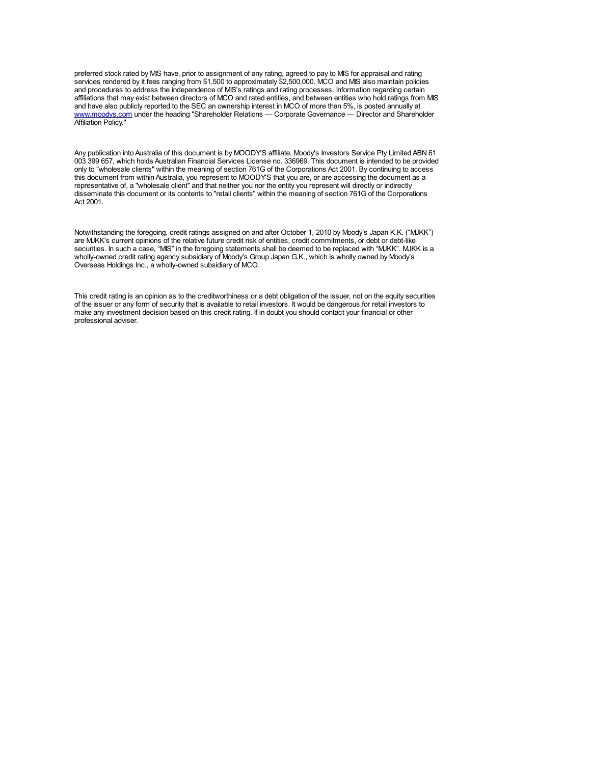preferred stock rated by MIS have, prior to assignment of any rating, agreed to pay to MIS for appraisal and rating services rendered by it fees ranging from $1,500 to approximately $2,500,000. MCO and MIS also maintain policies and procedures to address the independence of MIS's ratings and rating processes. Information regarding certain affiliations that may exist between directors of MCO and rated entities, and between entities who hold ratings from MIS and have also publicly reported to the SEC an ownership interest in MCO of more than 5%, is posted annually at www.moodys.com under the heading "Shareholder Relations — Corporate Governance — Director and Shareholder Affiliation Policy."

Any publication into Australia of this document is by MOODY'S affiliate, Moody's Investors Service Pty Limited ABN 61 003 399 657, which holds Australian Financial Services License no. 336969. This document is intended to be provided only to "wholesale clients" within the meaning of section 761G of the Corporations Act 2001. By continuing to access this document from within Australia, you represent to MOODY'S that you are, or are accessing the document as a representative of, a "wholesale client" and that neither you nor the entity you represent will directly or indirectly disseminate this document or its contents to "retail clients" within the meaning of section 761G of the Corporations Act 2001.

Notwithstanding the foregoing, credit ratings assigned on and after October 1, 2010 by Moody's Japan K.K. ("MJKK") are MJKK's current opinions of the relative future credit risk of entities, credit commitments, or debt or debt-like securities. In such a case, "MIS" in the foregoing statements shall be deemed to be replaced with "MJKK". MJKK is a wholly-owned credit rating agency subsidiary of Moody's Group Japan G.K., which is wholly owned by Moody's Overseas Holdings Inc., a wholly-owned subsidiary of MCO.

This credit rating is an opinion as to the creditworthiness or a debt obligation of the issuer, not on the equity securities of the issuer or any form of security that is available to retail investors. It would be dangerous for retail investors to make any investment decision based on this credit rating. If in doubt you should contact your financial or other professional adviser.